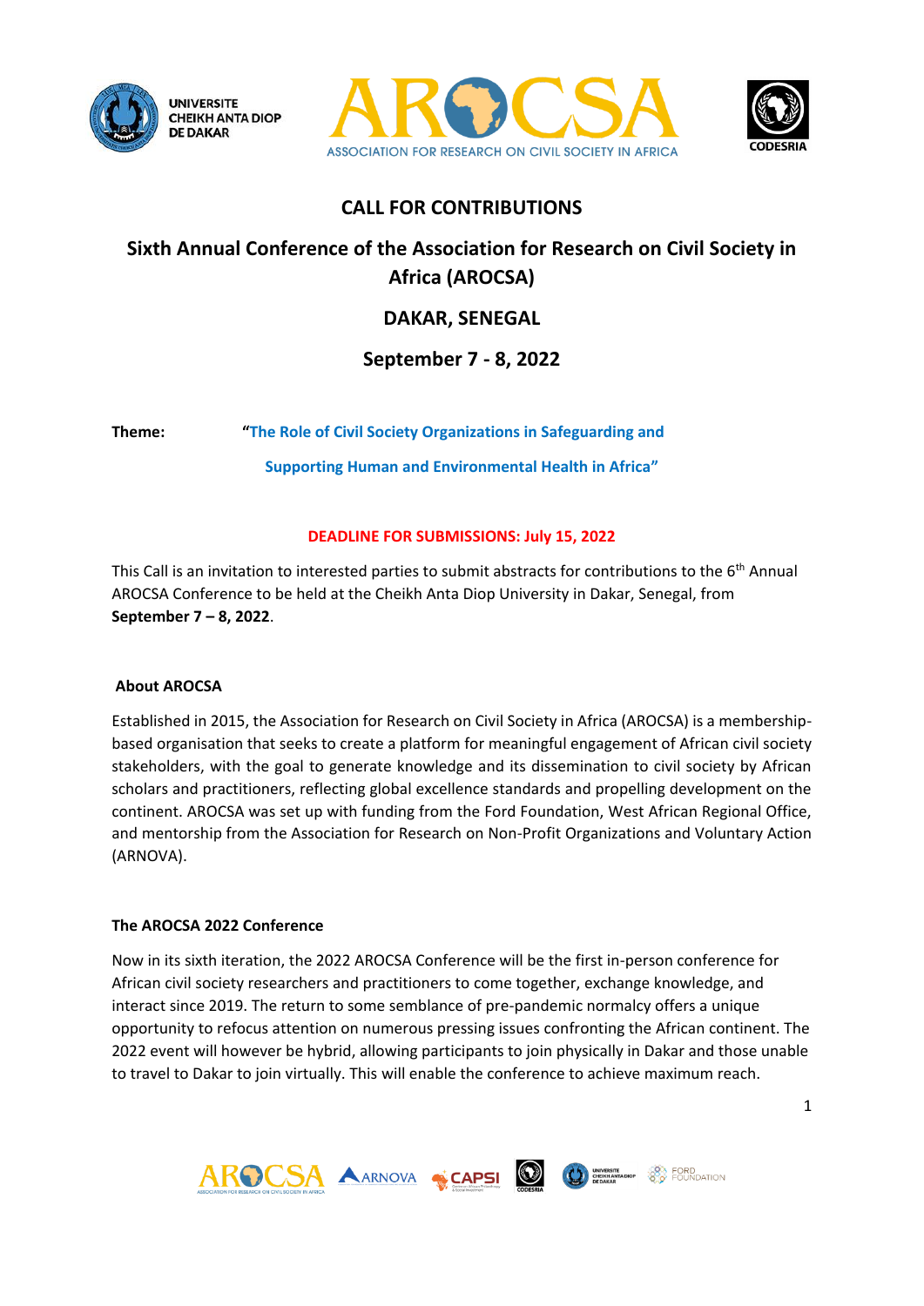# CALL FOR CONTRIBUTIONS

## Sixth Annual Conference of the Association for Research on Civil Society in Africa (AROCSA)

## DAKAR, SENEGAL

## September 7 - 8, 2022

**Theme:** "The Role of Civil Society Organizations in Safeguarding and Supporting Human and Environmental Health in Africa"

**DEADLINE FOR SUBMISSIONS: July 15, 2022**

This Call is an invitation to interested parties to submit abstracts for contributions to the 6th Annual AROCSA Conference to be held at the Cheikh Anta Diop University in Dakar, Senegal, from **September 7 – 8, 2022**.

### About AROCSA

Established in 2015, the Association for Research on Civil Society in Africa (AROCSA) is a membership-based organisation that seeks to create a platform for meaningful engagement of African civil society stakeholders, with the goal to generate knowledge and its dissemination to civil society by African scholars and practitioners, reflecting global excellence standards and propelling development on the continent. AROCSA was set up with funding from the Ford Foundation, West African Regional Office, and mentorship from the Association for Research on Non-Profit Organizations and Voluntary Action (ARNOVA).

### The AROCSA 2022 Conference

Now in its sixth iteration, the 2022 AROCSA Conference will be the first in-person conference for African civil society researchers and practitioners to come together, exchange knowledge, and interact since 2019. The return to some semblance of pre-pandemic normalcy offers a unique opportunity to refocus attention on numerous pressing issues confronting the African continent. The 2022 event will however be hybrid, allowing participants to join physically in Dakar and those unable to travel to Dakar to join virtually. This will enable the conference to achieve maximum reach.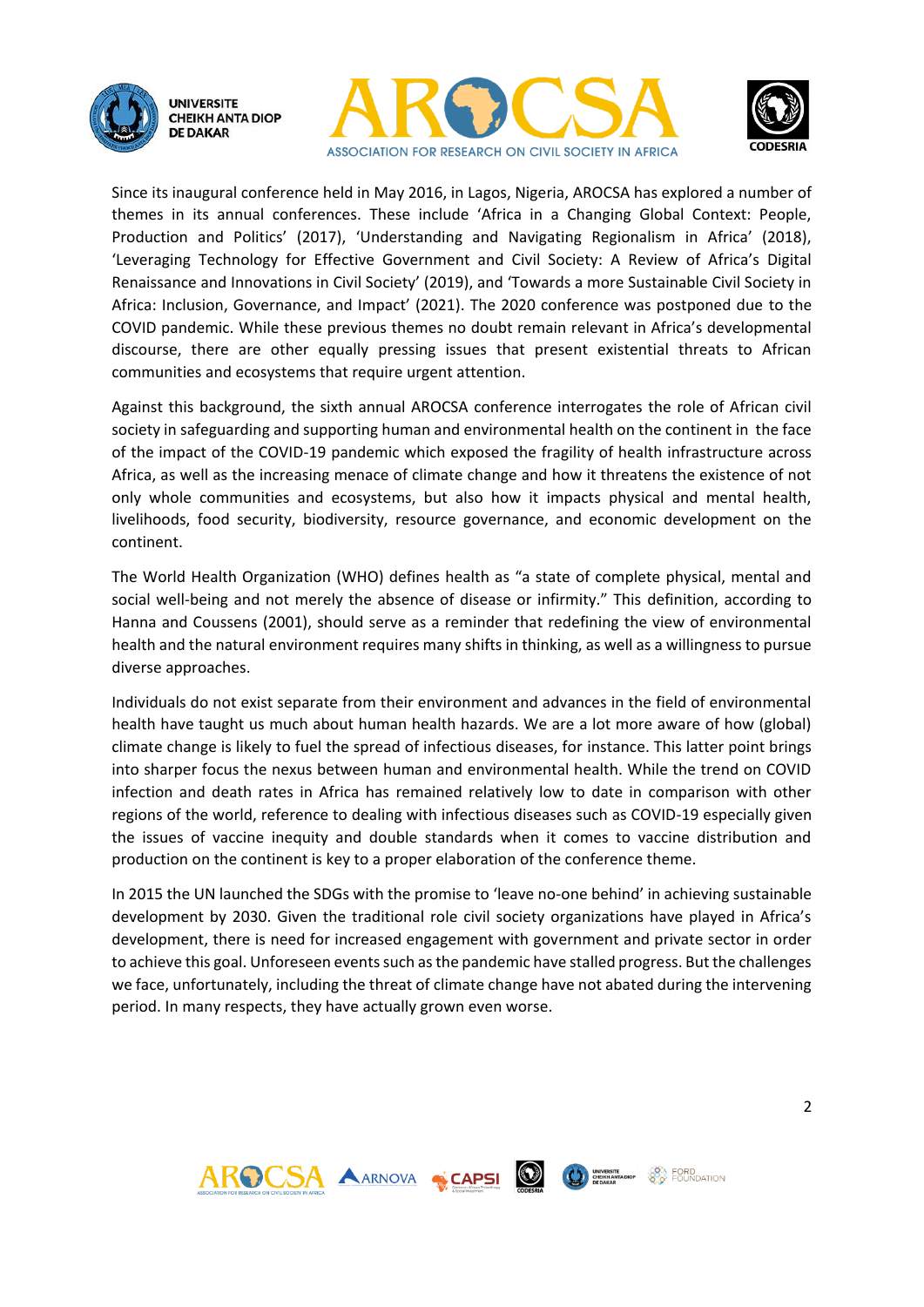Since its inaugural conference held in May 2016, in Lagos, Nigeria, AROCSA has explored a number of themes in its annual conferences. These include 'Africa in a Changing Global Context: People, Production and Politics' (2017), 'Understanding and Navigating Regionalism in Africa' (2018), 'Leveraging Technology for Effective Government and Civil Society: A Review of Africa's Digital Renaissance and Innovations in Civil Society' (2019), and 'Towards a more Sustainable Civil Society in Africa: Inclusion, Governance, and Impact' (2021). The 2020 conference was postponed due to the COVID pandemic. While these previous themes no doubt remain relevant in Africa's developmental discourse, there are other equally pressing issues that present existential threats to African communities and ecosystems that require urgent attention.

Against this background, the sixth annual AROCSA conference interrogates the role of African civil society in safeguarding and supporting human and environmental health on the continent in the face of the impact of the COVID-19 pandemic which exposed the fragility of health infrastructure across Africa, as well as the increasing menace of climate change and how it threatens the existence of not only whole communities and ecosystems, but also how it impacts physical and mental health, livelihoods, food security, biodiversity, resource governance, and economic development on the continent.

The World Health Organization (WHO) defines health as "a state of complete physical, mental and social well-being and not merely the absence of disease or infirmity." This definition, according to Hanna and Coussens (2001), should serve as a reminder that redefining the view of environmental health and the natural environment requires many shifts in thinking, as well as a willingness to pursue diverse approaches.

Individuals do not exist separate from their environment and advances in the field of environmental health have taught us much about human health hazards. We are a lot more aware of how (global) climate change is likely to fuel the spread of infectious diseases, for instance. This latter point brings into sharper focus the nexus between human and environmental health. While the trend on COVID infection and death rates in Africa has remained relatively low to date in comparison with other regions of the world, reference to dealing with infectious diseases such as COVID-19 especially given the issues of vaccine inequity and double standards when it comes to vaccine distribution and production on the continent is key to a proper elaboration of the conference theme.

In 2015 the UN launched the SDGs with the promise to 'leave no-one behind' in achieving sustainable development by 2030. Given the traditional role civil society organizations have played in Africa's development, there is need for increased engagement with government and private sector in order to achieve this goal. Unforeseen events such as the pandemic have stalled progress. But the challenges we face, unfortunately, including the threat of climate change have not abated during the intervening period. In many respects, they have actually grown even worse.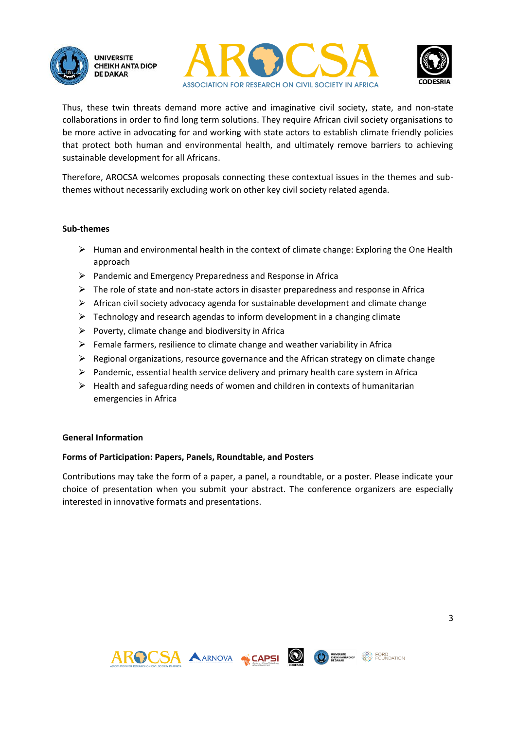Thus, these twin threats demand more active and imaginative civil society, state, and non-state collaborations in order to find long term solutions. They require African civil society organisations to be more active in advocating for and working with state actors to establish climate friendly policies that protect both human and environmental health, and ultimately remove barriers to achieving sustainable development for all Africans.

Therefore, AROCSA welcomes proposals connecting these contextual issues in the themes and sub-themes without necessarily excluding work on other key civil society related agenda.

**Sub-themes**

- Human and environmental health in the context of climate change: Exploring the One Health approach
- Pandemic and Emergency Preparedness and Response in Africa
- The role of state and non-state actors in disaster preparedness and response in Africa
- African civil society advocacy agenda for sustainable development and climate change
- Technology and research agendas to inform development in a changing climate
- Poverty, climate change and biodiversity in Africa
- Female farmers, resilience to climate change and weather variability in Africa
- Regional organizations, resource governance and the African strategy on climate change
- Pandemic, essential health service delivery and primary health care system in Africa
- Health and safeguarding needs of women and children in contexts of humanitarian emergencies in Africa

**General Information**

**Forms of Participation: Papers, Panels, Roundtable, and Posters**

Contributions may take the form of a paper, a panel, a roundtable, or a poster. Please indicate your choice of presentation when you submit your abstract. The conference organizers are especially interested in innovative formats and presentations.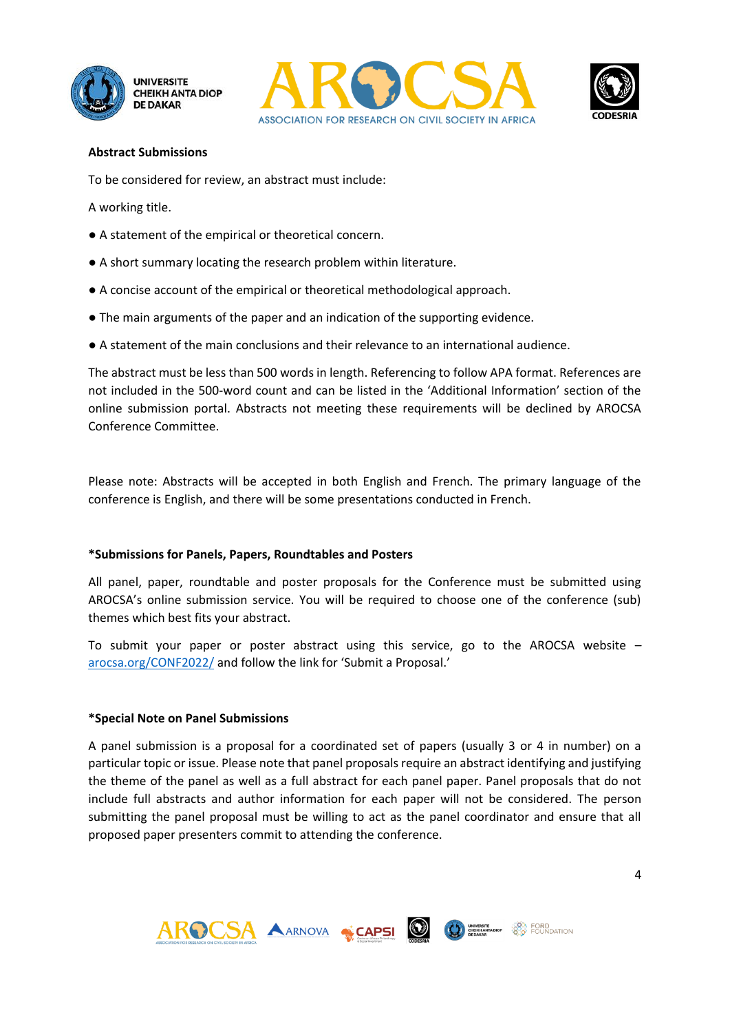**Abstract Submissions**

To be considered for review, an abstract must include:

A working title.

- A statement of the empirical or theoretical concern.
- A short summary locating the research problem within literature.
- A concise account of the empirical or theoretical methodological approach.
- The main arguments of the paper and an indication of the supporting evidence.
- A statement of the main conclusions and their relevance to an international audience.

The abstract must be less than 500 words in length. Referencing to follow APA format. References are not included in the 500-word count and can be listed in the 'Additional Information' section of the online submission portal. Abstracts not meeting these requirements will be declined by AROCSA Conference Committee.

Please note: Abstracts will be accepted in both English and French. The primary language of the conference is English, and there will be some presentations conducted in French.

**\*Submissions for Panels, Papers, Roundtables and Posters**

All panel, paper, roundtable and poster proposals for the Conference must be submitted using AROCSA's online submission service. You will be required to choose one of the conference (sub) themes which best fits your abstract.

To submit your paper or poster abstract using this service, go to the AROCSA website – [arocsa.org/CONF2022/](arocsa.org/CONF2022/) and follow the link for 'Submit a Proposal.'

**\*Special Note on Panel Submissions**

A panel submission is a proposal for a coordinated set of papers (usually 3 or 4 in number) on a particular topic or issue. Please note that panel proposals require an abstract identifying and justifying the theme of the panel as well as a full abstract for each panel paper. Panel proposals that do not include full abstracts and author information for each paper will not be considered. The person submitting the panel proposal must be willing to act as the panel coordinator and ensure that all proposed paper presenters commit to attending the conference.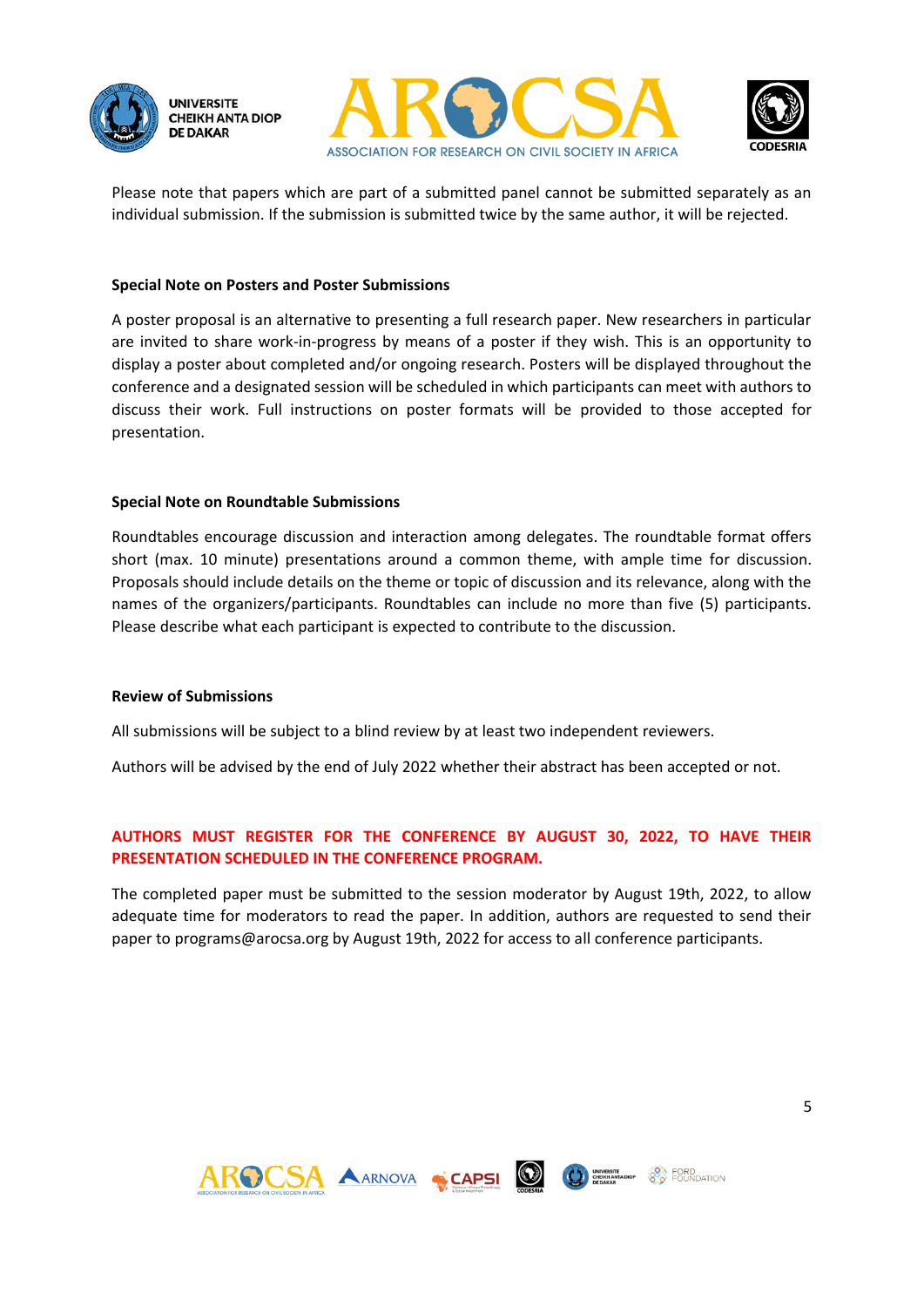Please note that papers which are part of a submitted panel cannot be submitted separately as an individual submission. If the submission is submitted twice by the same author, it will be rejected.

**Special Note on Posters and Poster Submissions**

A poster proposal is an alternative to presenting a full research paper. New researchers in particular are invited to share work-in-progress by means of a poster if they wish. This is an opportunity to display a poster about completed and/or ongoing research. Posters will be displayed throughout the conference and a designated session will be scheduled in which participants can meet with authors to discuss their work. Full instructions on poster formats will be provided to those accepted for presentation.

**Special Note on Roundtable Submissions**

Roundtables encourage discussion and interaction among delegates. The roundtable format offers short (max. 10 minute) presentations around a common theme, with ample time for discussion. Proposals should include details on the theme or topic of discussion and its relevance, along with the names of the organizers/participants. Roundtables can include no more than five (5) participants. Please describe what each participant is expected to contribute to the discussion.

**Review of Submissions**

All submissions will be subject to a blind review by at least two independent reviewers.

Authors will be advised by the end of July 2022 whether their abstract has been accepted or not.

**AUTHORS MUST REGISTER FOR THE CONFERENCE BY AUGUST 30, 2022, TO HAVE THEIR PRESENTATION SCHEDULED IN THE CONFERENCE PROGRAM.**

The completed paper must be submitted to the session moderator by August 19th, 2022, to allow adequate time for moderators to read the paper. In addition, authors are requested to send their paper to programs@arocsa.org by August 19th, 2022 for access to all conference participants.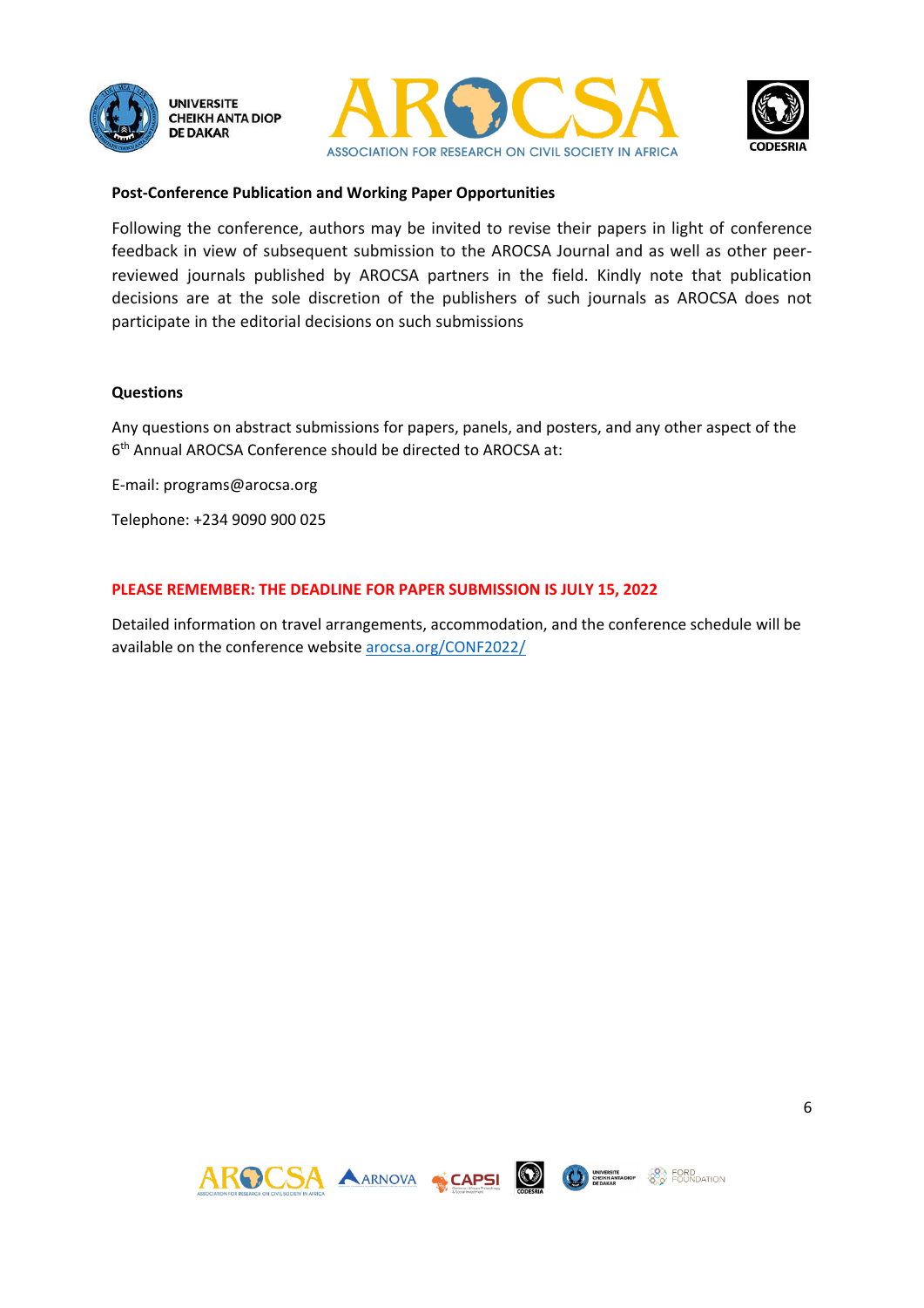**Post-Conference Publication and Working Paper Opportunities**

Following the conference, authors may be invited to revise their papers in light of conference feedback in view of subsequent submission to the AROCSA Journal and as well as other peer-reviewed journals published by AROCSA partners in the field. Kindly note that publication decisions are at the sole discretion of the publishers of such journals as AROCSA does not participate in the editorial decisions on such submissions

**Questions**

Any questions on abstract submissions for papers, panels, and posters, and any other aspect of the 6th Annual AROCSA Conference should be directed to AROCSA at:

E-mail: programs@arocsa.org

Telephone: +234 9090 900 025

**PLEASE REMEMBER: THE DEADLINE FOR PAPER SUBMISSION IS JULY 15, 2022**

Detailed information on travel arrangements, accommodation, and the conference schedule will be available on the conference website arocsa.org/CONF2022/